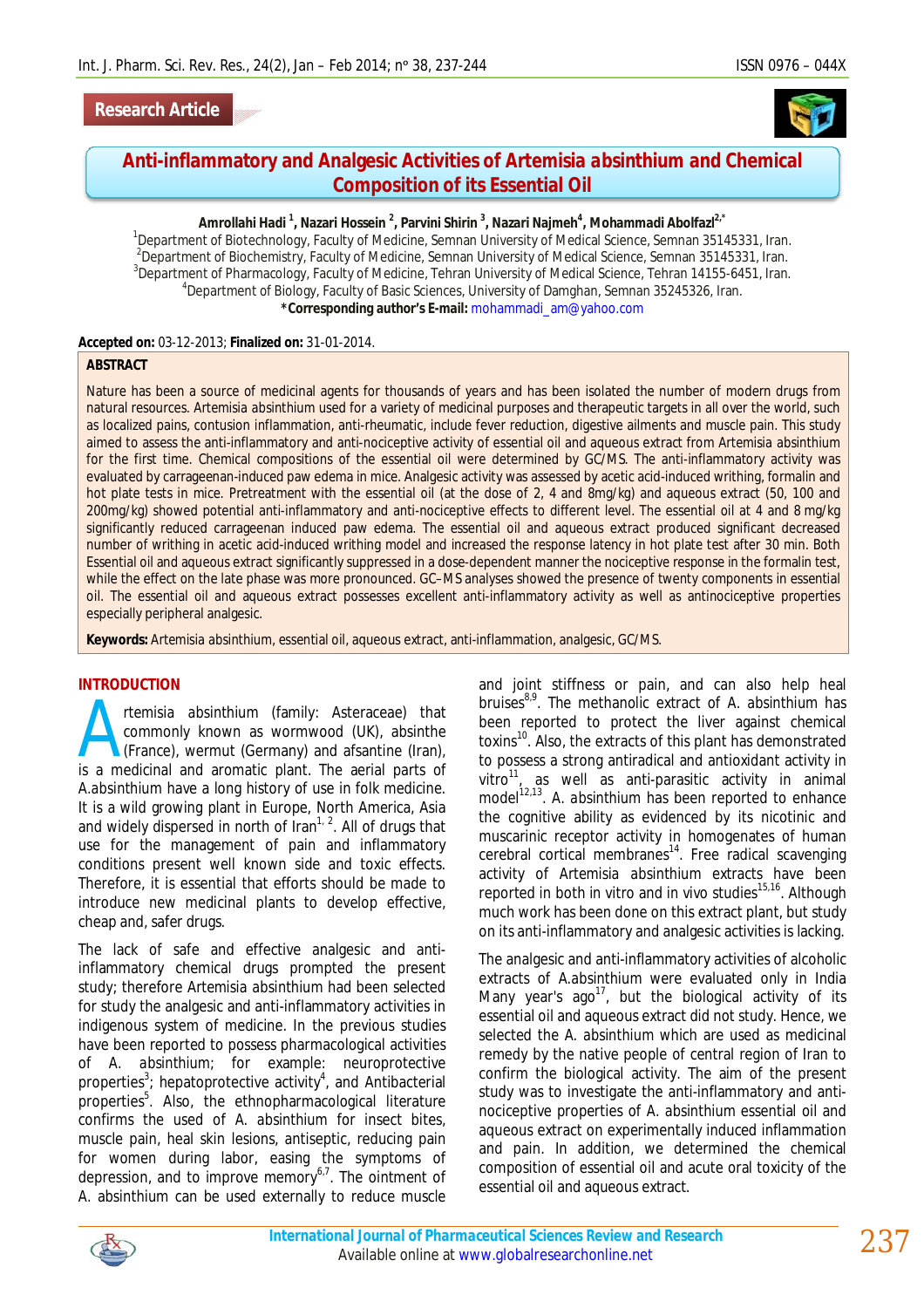Research Article

# Anti-inflammatory and Analgesic Activities of Artemisia absinthium and Chemical Composition of its Essential Oil

**Amrollahi Hadi [1], Nazari Hossein [2], Parvini Shirin [3], Nazari Najmeh [4], Mohammadi Abolfazl [2,*]**

[1]Department of Biotechnology, Faculty of Medicine, Semnan University of Medical Science, Semnan 35145331, Iran.
[2]Department of Biochemistry, Faculty of Medicine, Semnan University of Medical Science, Semnan 35145331, Iran.
[3]Department of Pharmacology, Faculty of Medicine, Tehran University of Medical Science, Tehran 14155-6451, Iran.
[4]Department of Biology, Faculty of Basic Sciences, University of Damghan, Semnan 35245326, Iran.
***Corresponding author's E-mail:** mohammadi_am@yahoo.com

**Accepted on:** 03-12-2013; **Finalized on:** 31-01-2014.

## ABSTRACT

Nature has been a source of medicinal agents for thousands of years and has been isolated the number of modern drugs from natural resources. Artemisia absinthium used for a variety of medicinal purposes and therapeutic targets in all over the world, such as localized pains, contusion inflammation, anti-rheumatic, include fever reduction, digestive ailments and muscle pain. This study aimed to assess the anti-inflammatory and anti-nociceptive activity of essential oil and aqueous extract from Artemisia absinthium for the first time. Chemical compositions of the essential oil were determined by GC/MS. The anti-inflammatory activity was evaluated by carrageenan-induced paw edema in mice. Analgesic activity was assessed by acetic acid-induced writhing, formalin and hot plate tests in mice. Pretreatment with the essential oil (at the dose of 2, 4 and 8mg/kg) and aqueous extract (50, 100 and 200mg/kg) showed potential anti-inflammatory and anti-nociceptive effects to different level. The essential oil at 4 and 8 mg/kg significantly reduced carrageenan induced paw edema. The essential oil and aqueous extract produced significant decreased number of writhing in acetic acid-induced writhing model and increased the response latency in hot plate test after 30 min. Both Essential oil and aqueous extract significantly suppressed in a dose-dependent manner the nociceptive response in the formalin test, while the effect on the late phase was more pronounced. GC–MS analyses showed the presence of twenty components in essential oil. The essential oil and aqueous extract possesses excellent anti-inflammatory activity as well as antinociceptive properties especially peripheral analgesic.

**Keywords:** Artemisia absinthium, essential oil, aqueous extract, anti-inflammation, analgesic, GC/MS.

## INTRODUCTION

Artemisia absinthium (family: Asteraceae) that commonly known as wormwood (UK), absinthe (France), wermut (Germany) and afsantine (Iran), is a medicinal and aromatic plant. The aerial parts of A.absinthium have a long history of use in folk medicine. It is a wild growing plant in Europe, North America, Asia and widely dispersed in north of Iran[1, 2]. All of drugs that use for the management of pain and inflammatory conditions present well known side and toxic effects. Therefore, it is essential that efforts should be made to introduce new medicinal plants to develop effective, cheap and safer drugs.

The lack of safe and effective analgesic and anti-inflammatory chemical drugs prompted the present study; therefore Artemisia absinthium had been selected for study the analgesic and anti-inflammatory activities in indigenous system of medicine. In the previous studies have been reported to possess pharmacological activities of A. absinthium; for example: neuroprotective properties[3]; hepatoprotective activity[4], and Antibacterial properties[5]. Also, the ethnopharmacological literature confirms the used of A. absinthium for insect bites, muscle pain, heal skin lesions, antiseptic, reducing pain for women during labor, easing the symptoms of depression, and to improve memory[6,7]. The ointment of A. absinthium can be used externally to reduce muscle and joint stiffness or pain, and can also help heal bruises[8,9]. The methanolic extract of A. absinthium has been reported to protect the liver against chemical toxins[10]. Also, the extracts of this plant has demonstrated to possess a strong antiradical and antioxidant activity in vitro[11], as well as anti-parasitic activity in animal model[12,13]. A. absinthium has been reported to enhance the cognitive ability as evidenced by its nicotinic and muscarinic receptor activity in homogenates of human cerebral cortical membranes[14]. Free radical scavenging activity of Artemisia absinthium extracts have been reported in both in vitro and in vivo studies[15,16]. Although much work has been done on this extract plant, but study on its anti-inflammatory and analgesic activities is lacking.

The analgesic and anti-inflammatory activities of alcoholic extracts of A.absinthium were evaluated only in India Many year's ago[17], but the biological activity of its essential oil and aqueous extract did not study. Hence, we selected the A. absinthium which are used as medicinal remedy by the native people of central region of Iran to confirm the biological activity. The aim of the present study was to investigate the anti-inflammatory and anti-nociceptive properties of A. absinthium essential oil and aqueous extract on experimentally induced inflammation and pain. In addition, we determined the chemical composition of essential oil and acute oral toxicity of the essential oil and aqueous extract.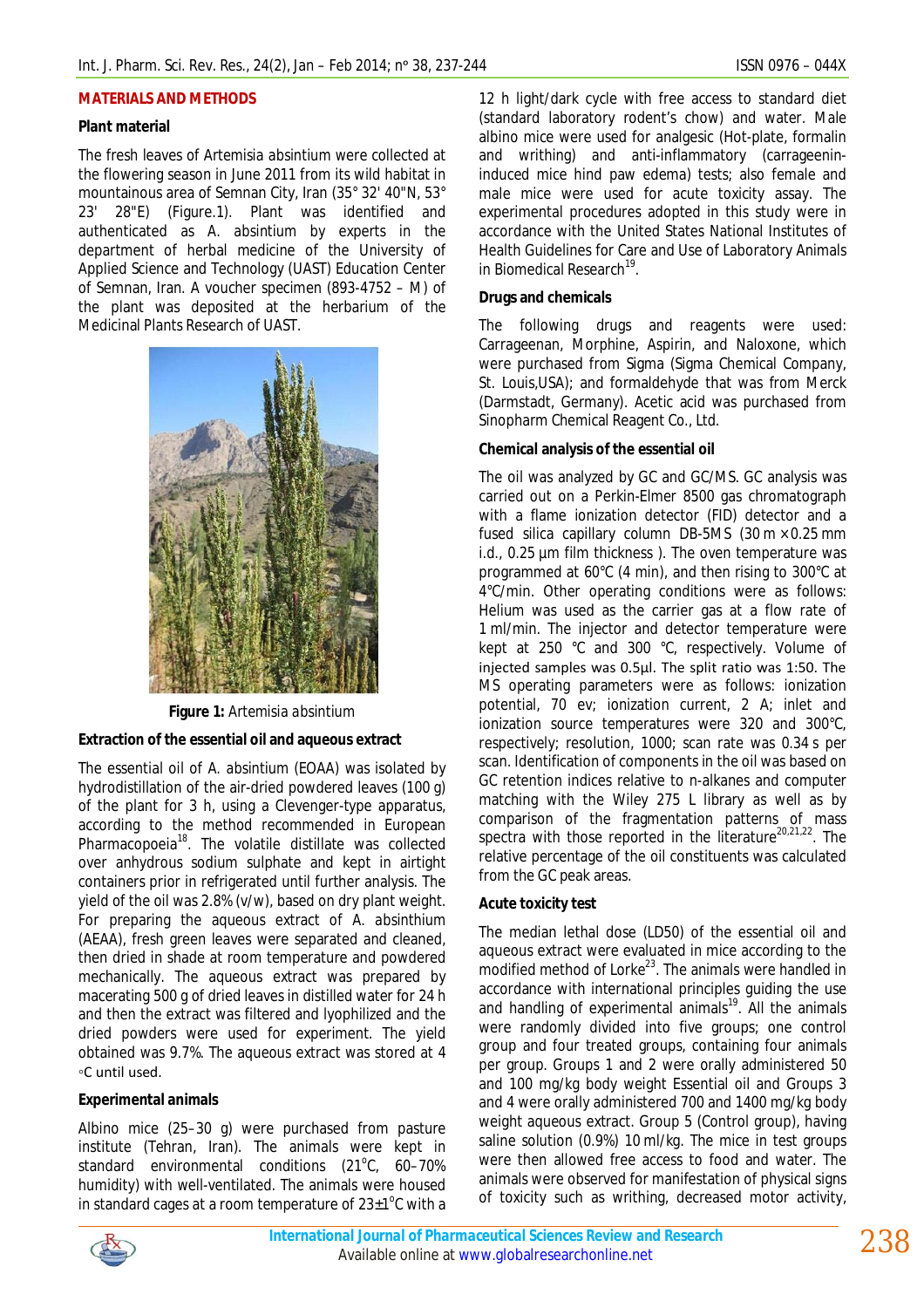## MATERIALS AND METHODS

### Plant material

The fresh leaves of Artemisia absintium were collected at the flowering season in June 2011 from its wild habitat in mountainous area of Semnan City, Iran (35° 32' 40"N, 53° 23' 28"E) (Figure.1). Plant was identified and authenticated as A. absintium by experts in the department of herbal medicine of the University of Applied Science and Technology (UAST) Education Center of Semnan, Iran. A voucher specimen (893-4752 – M) of the plant was deposited at the herbarium of the Medicinal Plants Research of UAST.

**Figure 1:** *Artemisia absintium*

### Extraction of the essential oil and aqueous extract

The essential oil of A. absintium (EOAA) was isolated by hydrodistillation of the air-dried powdered leaves (100 g) of the plant for 3 h, using a Clevenger-type apparatus, according to the method recommended in European Pharmacopoeia[18]. The volatile distillate was collected over anhydrous sodium sulphate and kept in airtight containers prior in refrigerated until further analysis. The yield of the oil was 2.8% (v/w), based on dry plant weight. For preparing the aqueous extract of A. absinthium (AEAA), fresh green leaves were separated and cleaned, then dried in shade at room temperature and powdered mechanically. The aqueous extract was prepared by macerating 500 g of dried leaves in distilled water for 24 h and then the extract was filtered and lyophilized and the dried powders were used for experiment. The yield obtained was 9.7%. The aqueous extract was stored at 4 ◦C until used.

### Experimental animals

Albino mice (25–30 g) were purchased from pasture institute (Tehran, Iran). The animals were kept in standard environmental conditions (21°C, 60–70% humidity) with well-ventilated. The animals were housed in standard cages at a room temperature of 23±1°C with a 12 h light/dark cycle with free access to standard diet (standard laboratory rodent's chow) and water. Male albino mice were used for analgesic (Hot-plate, formalin and writhing) and anti-inflammatory (carrageenin-induced mice hind paw edema) tests; also female and male mice were used for acute toxicity assay. The experimental procedures adopted in this study were in accordance with the United States National Institutes of Health Guidelines for Care and Use of Laboratory Animals in Biomedical Research[19].

### Drugs and chemicals

The following drugs and reagents were used: Carrageenan, Morphine, Aspirin, and Naloxone, which were purchased from Sigma (Sigma Chemical Company, St. Louis,USA); and formaldehyde that was from Merck (Darmstadt, Germany). Acetic acid was purchased from Sinopharm Chemical Reagent Co., Ltd.

### Chemical analysis of the essential oil

The oil was analyzed by GC and GC/MS. GC analysis was carried out on a Perkin-Elmer 8500 gas chromatograph with a flame ionization detector (FID) detector and a fused silica capillary column DB-5MS (30 m × 0.25 mm i.d., 0.25 µm film thickness ). The oven temperature was programmed at 60°C (4 min), and then rising to 300°C at 4°C/min. Other operating conditions were as follows: Helium was used as the carrier gas at a flow rate of 1 ml/min. The injector and detector temperature were kept at 250 °C and 300 °C, respectively. Volume of injected samples was 0.5µl. The split ratio was 1:50. The MS operating parameters were as follows: ionization potential, 70 ev; ionization current, 2 A; inlet and ionization source temperatures were 320 and 300°C, respectively; resolution, 1000; scan rate was 0.34 s per scan. Identification of components in the oil was based on GC retention indices relative to n-alkanes and computer matching with the Wiley 275 L library as well as by comparison of the fragmentation patterns of mass spectra with those reported in the literature[20,21,22]. The relative percentage of the oil constituents was calculated from the GC peak areas.

### Acute toxicity test

The median lethal dose (LD50) of the essential oil and aqueous extract were evaluated in mice according to the modified method of Lorke[23]. The animals were handled in accordance with international principles guiding the use and handling of experimental animals[19]. All the animals were randomly divided into five groups; one control group and four treated groups, containing four animals per group. Groups 1 and 2 were orally administered 50 and 100 mg/kg body weight Essential oil and Groups 3 and 4 were orally administered 700 and 1400 mg/kg body weight aqueous extract. Group 5 (Control group), having saline solution (0.9%) 10 ml/kg. The mice in test groups were then allowed free access to food and water. The animals were observed for manifestation of physical signs of toxicity such as writhing, decreased motor activity,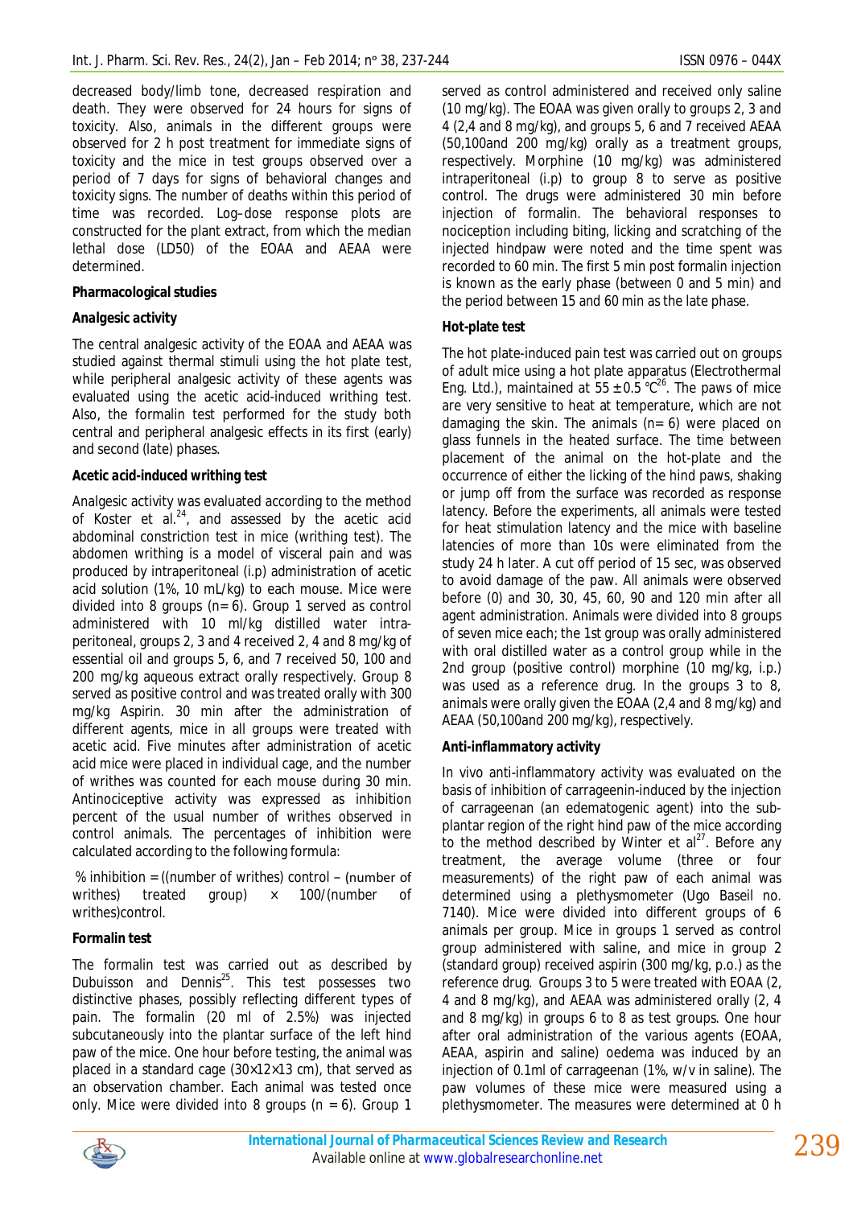decreased body/limb tone, decreased respiration and death. They were observed for 24 hours for signs of toxicity. Also, animals in the different groups were observed for 2 h post treatment for immediate signs of toxicity and the mice in test groups observed over a period of 7 days for signs of behavioral changes and toxicity signs. The number of deaths within this period of time was recorded. Log–dose response plots are constructed for the plant extract, from which the median lethal dose (LD50) of the EOAA and AEAA were determined.

**Pharmacological studies**

**Analgesic activity**

The central analgesic activity of the EOAA and AEAA was studied against thermal stimuli using the hot plate test, while peripheral analgesic activity of these agents was evaluated using the acetic acid-induced writhing test. Also, the formalin test performed for the study both central and peripheral analgesic effects in its first (early) and second (late) phases.

**Acetic acid-induced writhing test**

Analgesic activity was evaluated according to the method of Koster et al.[24], and assessed by the acetic acid abdominal constriction test in mice (writhing test). The abdomen writhing is a model of visceral pain and was produced by intraperitoneal (i.p) administration of acetic acid solution (1%, 10 mL/kg) to each mouse. Mice were divided into 8 groups (n= 6). Group 1 served as control administered with 10 ml/kg distilled water intra-peritoneal, groups 2, 3 and 4 received 2, 4 and 8 mg/kg of essential oil and groups 5, 6, and 7 received 50, 100 and 200 mg/kg aqueous extract orally respectively. Group 8 served as positive control and was treated orally with 300 mg/kg Aspirin. 30 min after the administration of different agents, mice in all groups were treated with acetic acid. Five minutes after administration of acetic acid mice were placed in individual cage, and the number of writhes was counted for each mouse during 30 min. Antinociceptive activity was expressed as inhibition percent of the usual number of writhes observed in control animals. The percentages of inhibition were calculated according to the following formula:

% inhibition = ((number of writhes) control – (number of writhes) treated group) × 100/(number of writhes)control.

**Formalin test**

The formalin test was carried out as described by Dubuisson and Dennis[25]. This test possesses two distinctive phases, possibly reflecting different types of pain. The formalin (20 ml of 2.5%) was injected subcutaneously into the plantar surface of the left hind paw of the mice. One hour before testing, the animal was placed in a standard cage (30×12×13 cm), that served as an observation chamber. Each animal was tested once only. Mice were divided into 8 groups (n = 6). Group 1 served as control administered and received only saline (10 mg/kg). The EOAA was given orally to groups 2, 3 and 4 (2,4 and 8 mg/kg), and groups 5, 6 and 7 received AEAA (50,100and 200 mg/kg) orally as a treatment groups, respectively. Morphine (10 mg/kg) was administered intraperitoneal (i.p) to group 8 to serve as positive control. The drugs were administered 30 min before injection of formalin. The behavioral responses to nociception including biting, licking and scratching of the injected hindpaw were noted and the time spent was recorded to 60 min. The first 5 min post formalin injection is known as the early phase (between 0 and 5 min) and the period between 15 and 60 min as the late phase.

**Hot-plate test**

The hot plate-induced pain test was carried out on groups of adult mice using a hot plate apparatus (Electrothermal Eng. Ltd.), maintained at 55 ± 0.5 °C[26]. The paws of mice are very sensitive to heat at temperature, which are not damaging the skin. The animals (n= 6) were placed on glass funnels in the heated surface. The time between placement of the animal on the hot-plate and the occurrence of either the licking of the hind paws, shaking or jump off from the surface was recorded as response latency. Before the experiments, all animals were tested for heat stimulation latency and the mice with baseline latencies of more than 10s were eliminated from the study 24 h later. A cut off period of 15 sec, was observed to avoid damage of the paw. All animals were observed before (0) and 30, 30, 45, 60, 90 and 120 min after all agent administration. Animals were divided into 8 groups of seven mice each; the 1st group was orally administered with oral distilled water as a control group while in the 2nd group (positive control) morphine (10 mg/kg, i.p.) was used as a reference drug. In the groups 3 to 8, animals were orally given the EOAA (2,4 and 8 mg/kg) and AEAA (50,100and 200 mg/kg), respectively.

**Anti-inflammatory activity**

In vivo anti-inflammatory activity was evaluated on the basis of inhibition of carrageenin-induced by the injection of carrageenan (an edematogenic agent) into the sub-plantar region of the right hind paw of the mice according to the method described by Winter et al[27]. Before any treatment, the average volume (three or four measurements) of the right paw of each animal was determined using a plethysmometer (Ugo Baseil no. 7140). Mice were divided into different groups of 6 animals per group. Mice in groups 1 served as control group administered with saline, and mice in group 2 (standard group) received aspirin (300 mg/kg, p.o.) as the reference drug. Groups 3 to 5 were treated with EOAA (2, 4 and 8 mg/kg), and AEAA was administered orally (2, 4 and 8 mg/kg) in groups 6 to 8 as test groups. One hour after oral administration of the various agents (EOAA, AEAA, aspirin and saline) oedema was induced by an injection of 0.1ml of carrageenan (1%, w/v in saline). The paw volumes of these mice were measured using a plethysmometer. The measures were determined at 0 h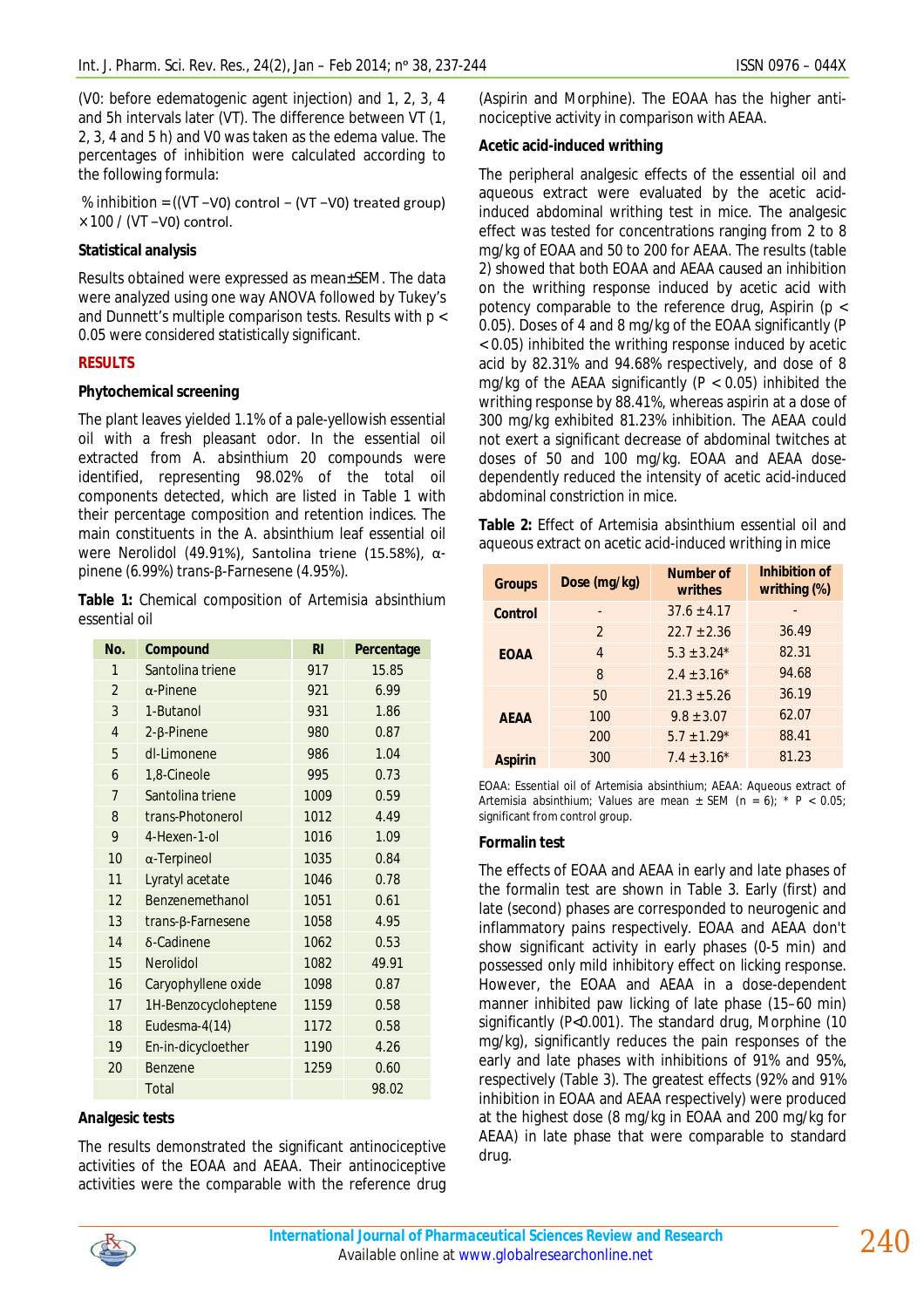(V0: before edematogenic agent injection) and 1, 2, 3, 4 and 5h intervals later (VT). The difference between VT (1, 2, 3, 4 and 5 h) and V0 was taken as the edema value. The percentages of inhibition were calculated according to the following formula:

$$\% \text{ inhibition} = ((VT - V0) \text{ control} - (VT - V0) \text{ treated group}) \times 100 / (VT - V0) \text{ control}.$$

**Statistical analysis**

Results obtained were expressed as mean±SEM. The data were analyzed using one way ANOVA followed by Tukey's and Dunnett's multiple comparison tests. Results with $p < 0.05$ were considered statistically significant.

## RESULTS

**Phytochemical screening**

The plant leaves yielded 1.1% of a pale-yellowish essential oil with a fresh pleasant odor. In the essential oil extracted from *A. absinthium* 20 compounds were identified, representing 98.02% of the total oil components detected, which are listed in Table 1 with their percentage composition and retention indices. The main constituents in the *A. absinthium* leaf essential oil were Nerolidol (49.91%), Santolina triene (15.58%), α-pinene (6.99%) trans-β-Farnesene (4.95%).

**Table 1:** Chemical composition of Artemisia absinthium essential oil

| No. | Compound | RI | Percentage |
|---|---|---|---|
| 1 | Santolina triene | 917 | 15.85 |
| 2 | α-Pinene | 921 | 6.99 |
| 3 | 1-Butanol | 931 | 1.86 |
| 4 | 2-β-Pinene | 980 | 0.87 |
| 5 | dl-Limonene | 986 | 1.04 |
| 6 | 1,8-Cineole | 995 | 0.73 |
| 7 | Santolina triene | 1009 | 0.59 |
| 8 | trans-Photonerol | 1012 | 4.49 |
| 9 | 4-Hexen-1-ol | 1016 | 1.09 |
| 10 | α-Terpineol | 1035 | 0.84 |
| 11 | Lyratyl acetate | 1046 | 0.78 |
| 12 | Benzenemethanol | 1051 | 0.61 |
| 13 | trans-β-Farnesene | 1058 | 4.95 |
| 14 | δ-Cadinene | 1062 | 0.53 |
| 15 | Nerolidol | 1082 | 49.91 |
| 16 | Caryophyllene oxide | 1098 | 0.87 |
| 17 | 1H-Benzocycloheptene | 1159 | 0.58 |
| 18 | Eudesma-4(14) | 1172 | 0.58 |
| 19 | En-in-dicycloether | 1190 | 4.26 |
| 20 | Benzene | 1259 | 0.60 |
| | Total | | 98.02 |

**Analgesic tests**

The results demonstrated the significant antinociceptive activities of the EOAA and AEAA. Their antinociceptive activities were the comparable with the reference drug (Aspirin and Morphine). The EOAA has the higher anti-nociceptive activity in comparison with AEAA.

**Acetic acid-induced writhing**

The peripheral analgesic effects of the essential oil and aqueous extract were evaluated by the acetic acid-induced abdominal writhing test in mice. The analgesic effect was tested for concentrations ranging from 2 to 8 mg/kg of EOAA and 50 to 200 for AEAA. The results (table 2) showed that both EOAA and AEAA caused an inhibition on the writhing response induced by acetic acid with potency comparable to the reference drug, Aspirin ($p < 0.05$). Doses of 4 and 8 mg/kg of the EOAA significantly ($P < 0.05$) inhibited the writhing response induced by acetic acid by 82.31% and 94.68% respectively, and dose of 8 mg/kg of the AEAA significantly ($P < 0.05$) inhibited the writhing response by 88.41%, whereas aspirin at a dose of 300 mg/kg exhibited 81.23% inhibition. The AEAA could not exert a significant decrease of abdominal twitches at doses of 50 and 100 mg/kg. EOAA and AEAA dose-dependently reduced the intensity of acetic acid-induced abdominal constriction in mice.

**Table 2:** Effect of Artemisia absinthium essential oil and aqueous extract on acetic acid-induced writhing in mice

| Groups | Dose (mg/kg) | Number of writhes | Inhibition of writhing (%) |
|---|---|---|---|
| Control | - | 37.6 ±4.17 | - |
| EOAA | 2 | 22.7 ±2.36 | 36.49 |
| | 4 | 5.3 ±3.24* | 82.31 |
| | 8 | 2.4 ±3.16* | 94.68 |
| AEAA | 50 | 21.3 ±5.26 | 36.19 |
| | 100 | 9.8 ±3.07 | 62.07 |
| | 200 | 5.7 ±1.29* | 88.41 |
| Aspirin | 300 | 7.4 ±3.16* | 81.23 |

EOAA: Essential oil of Artemisia absinthium; AEAA: Aqueous extract of Artemisia absinthium; Values are mean ± SEM (n = 6); * $P < 0.05$; significant from control group.

**Formalin test**

The effects of EOAA and AEAA in early and late phases of the formalin test are shown in Table 3. Early (first) and late (second) phases are corresponded to neurogenic and inflammatory pains respectively. EOAA and AEAA don't show significant activity in early phases (0-5 min) and possessed only mild inhibitory effect on licking response. However, the EOAA and AEAA in a dose-dependent manner inhibited paw licking of late phase (15–60 min) significantly ($P<0.001$). The standard drug, Morphine (10 mg/kg), significantly reduces the pain responses of the early and late phases with inhibitions of 91% and 95%, respectively (Table 3). The greatest effects (92% and 91% inhibition in EOAA and AEAA respectively) were produced at the highest dose (8 mg/kg in EOAA and 200 mg/kg for AEAA) in late phase that were comparable to standard drug.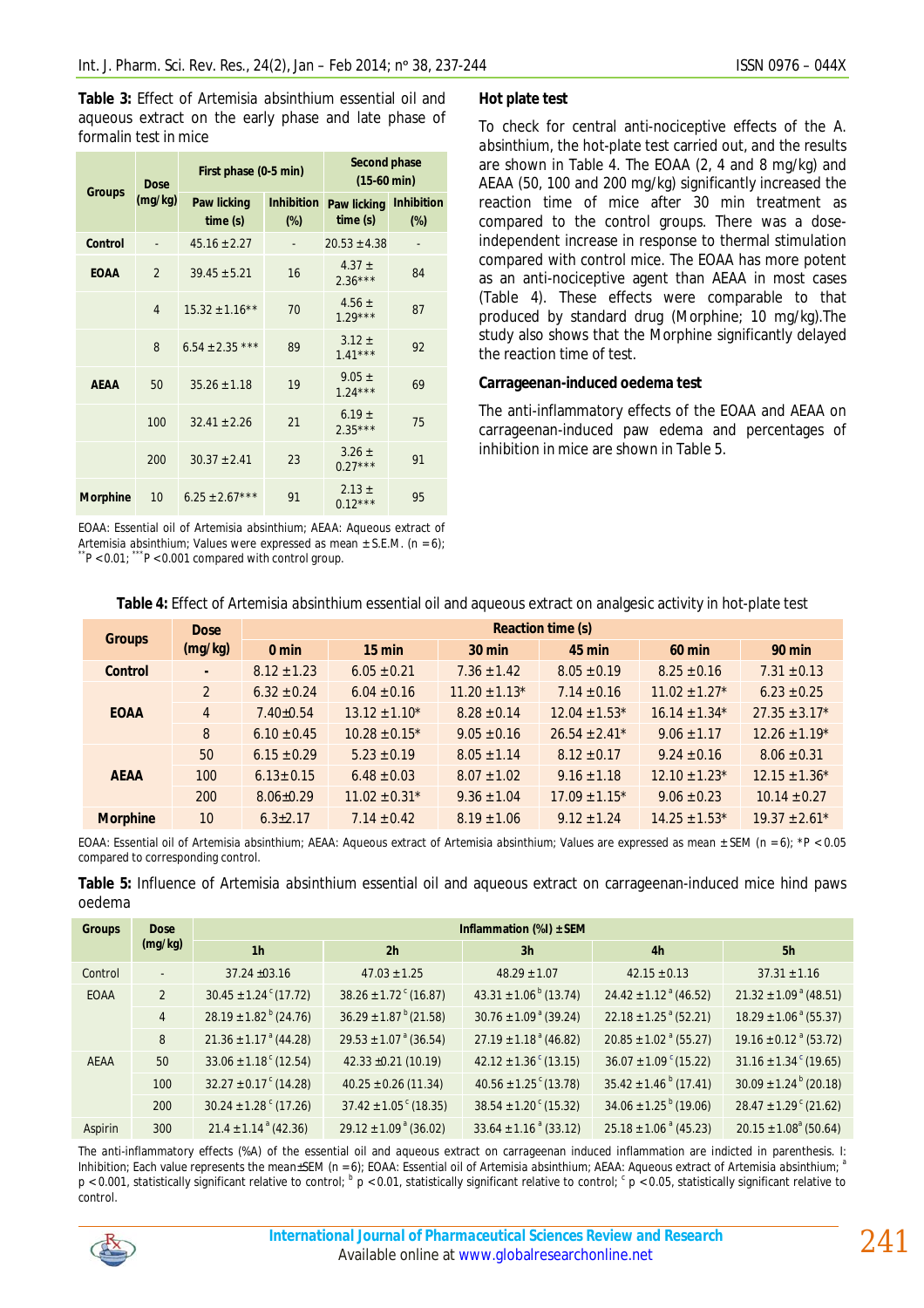**Table 3:** Effect of Artemisia absinthium essential oil and aqueous extract on the early phase and late phase of formalin test in mice

| Groups | Dose (mg/kg) | First phase (0-5 min) | | Second phase (15-60 min) | |
|---|---|---|---|---|---|
| | | Paw licking time (s) | Inhibition (%) | Paw licking time (s) | Inhibition (%) |
| Control | - | 45.16 ± 2.27 | - | 20.53 ± 4.38 | - |
| EOAA | 2 | 39.45 ± 5.21 | 16 | 4.37 ± 2.36*** | 84 |
| | 4 | 15.32 ± 1.16** | 70 | 4.56 ± 1.29*** | 87 |
| | 8 | 6.54 ± 2.35 *** | 89 | 3.12 ± 1.41*** | 92 |
| AEAA | 50 | 35.26 ± 1.18 | 19 | 9.05 ± 1.24*** | 69 |
| | 100 | 32.41 ± 2.26 | 21 | 6.19 ± 2.35*** | 75 |
| | 200 | 30.37 ± 2.41 | 23 | 3.26 ± 0.27*** | 91 |
| Morphine | 10 | 6.25 ± 2.67*** | 91 | 2.13 ± 0.12*** | 95 |

EOAA: Essential oil of Artemisia absinthium; AEAA: Aqueous extract of Artemisia absinthium; Values were expressed as mean ± S.E.M. (n = 6); **P < 0.01; ***P < 0.001 compared with control group.

### Hot plate test

To check for central anti-nociceptive effects of the A. absinthium, the hot-plate test carried out, and the results are shown in Table 4. The EOAA (2, 4 and 8 mg/kg) and AEAA (50, 100 and 200 mg/kg) significantly increased the reaction time of mice after 30 min treatment as compared to the control groups. There was a dose-independent increase in response to thermal stimulation compared with control mice. The EOAA has more potent as an anti-nociceptive agent than AEAA in most cases (Table 4). These effects were comparable to that produced by standard drug (Morphine; 10 mg/kg).The study also shows that the Morphine significantly delayed the reaction time of test.

### Carrageenan-induced oedema test

The anti-inflammatory effects of the EOAA and AEAA on carrageenan-induced paw edema and percentages of inhibition in mice are shown in Table 5.

**Table 4:** Effect of Artemisia absinthium essential oil and aqueous extract on analgesic activity in hot-plate test

| Groups | Dose (mg/kg) | Reaction time (s) | | | | | |
|---|---|---|---|---|---|---|---|
| | | 0 min | 15 min | 30 min | 45 min | 60 min | 90 min |
| Control | - | 8.12 ± 1.23 | 6.05 ± 0.21 | 7.36 ± 1.42 | 8.05 ± 0.19 | 8.25 ± 0.16 | 7.31 ± 0.13 |
| EOAA | 2 | 6.32 ± 0.24 | 6.04 ± 0.16 | 11.20 ± 1.13* | 7.14 ± 0.16 | 11.02 ± 1.27* | 6.23 ± 0.25 |
| | 4 | 7.40±0.54 | 13.12 ± 1.10* | 8.28 ± 0.14 | 12.04 ± 1.53* | 16.14 ± 1.34* | 27.35 ± 3.17* |
| | 8 | 6.10 ± 0.45 | 10.28 ± 0.15* | 9.05 ± 0.16 | 26.54 ± 2.41* | 9.06 ± 1.17 | 12.26 ± 1.19* |
| AEAA | 50 | 6.15 ± 0.29 | 5.23 ± 0.19 | 8.05 ± 1.14 | 8.12 ± 0.17 | 9.24 ± 0.16 | 8.06 ± 0.31 |
| | 100 | 6.13±0.15 | 6.48 ± 0.03 | 8.07 ± 1.02 | 9.16 ± 1.18 | 12.10 ± 1.23* | 12.15 ± 1.36* |
| | 200 | 8.06±0.29 | 11.02 ± 0.31* | 9.36 ± 1.04 | 17.09 ± 1.15* | 9.06 ± 0.23 | 10.14 ± 0.27 |
| Morphine | 10 | 6.3±2.17 | 7.14 ± 0.42 | 8.19 ± 1.06 | 9.12 ± 1.24 | 14.25 ± 1.53* | 19.37 ± 2.61* |

EOAA: Essential oil of Artemisia absinthium; AEAA: Aqueous extract of Artemisia absinthium; Values are expressed as mean ± SEM (n = 6); *P < 0.05 compared to corresponding control.

**Table 5:** Influence of Artemisia absinthium essential oil and aqueous extract on carrageenan-induced mice hind paws oedema

| Groups | Dose (mg/kg) | Inflammation (%I) ± SEM | | | | |
|---|---|---|---|---|---|---|
| | | 1h | 2h | 3h | 4h | 5h |
| Control | - | 37.24 ±03.16 | 47.03 ± 1.25 | 48.29 ± 1.07 | 42.15 ± 0.13 | 37.31 ± 1.16 |
| EOAA | 2 | 30.45 ± 1.24 [c] (17.72) | 38.26 ± 1.72 [c] (16.87) | 43.31 ± 1.06 [b] (13.74) | 24.42 ± 1.12 [a] (46.52) | 21.32 ± 1.09 [a] (48.51) |
| | 4 | 28.19 ± 1.82 [b] (24.76) | 36.29 ± 1.87 [b] (21.58) | 30.76 ± 1.09 [a] (39.24) | 22.18 ± 1.25 [a] (52.21) | 18.29 ± 1.06 [a] (55.37) |
| | 8 | 21.36 ± 1.17 [a] (44.28) | 29.53 ± 1.07 [a] (36.54) | 27.19 ± 1.18 [a] (46.82) | 20.85 ± 1.02 [a] (55.27) | 19.16 ± 0.12 [a] (53.72) |
| AEAA | 50 | 33.06 ± 1.18 [c] (12.54) | 42.33 ±0.21 (10.19) | 42.12 ± 1.36 [c] (13.15) | 36.07 ± 1.09 [c] (15.22) | 31.16 ± 1.34 [c] (19.65) |
| | 100 | 32.27 ± 0.17 [c] (14.28) | 40.25 ± 0.26 (11.34) | 40.56 ± 1.25 [c] (13.78) | 35.42 ± 1.46 [b] (17.41) | 30.09 ± 1.24 [b] (20.18) |
| | 200 | 30.24 ± 1.28 [c] (17.26) | 37.42 ± 1.05 [c] (18.35) | 38.54 ± 1.20 [c] (15.32) | 34.06 ± 1.25 [b] (19.06) | 28.47 ± 1.29 [c] (21.62) |
| Aspirin | 300 | 21.4 ± 1.14 [a] (42.36) | 29.12 ± 1.09 [a] (36.02) | 33.64 ± 1.16 [a] (33.12) | 25.18 ± 1.06 [a] (45.23) | 20.15 ± 1.08 [a] (50.64) |

The anti-inflammatory effects (%A) of the essential oil and aqueous extract on carrageenan induced inflammation are indicted in parenthesis. I: Inhibition; Each value represents the mean±SEM (n = 6); EOAA: Essential oil of Artemisia absinthium; AEAA: Aqueous extract of Artemisia absinthium; [a] p < 0.001, statistically significant relative to control; [b] p < 0.01, statistically significant relative to control; [c] p < 0.05, statistically significant relative to control.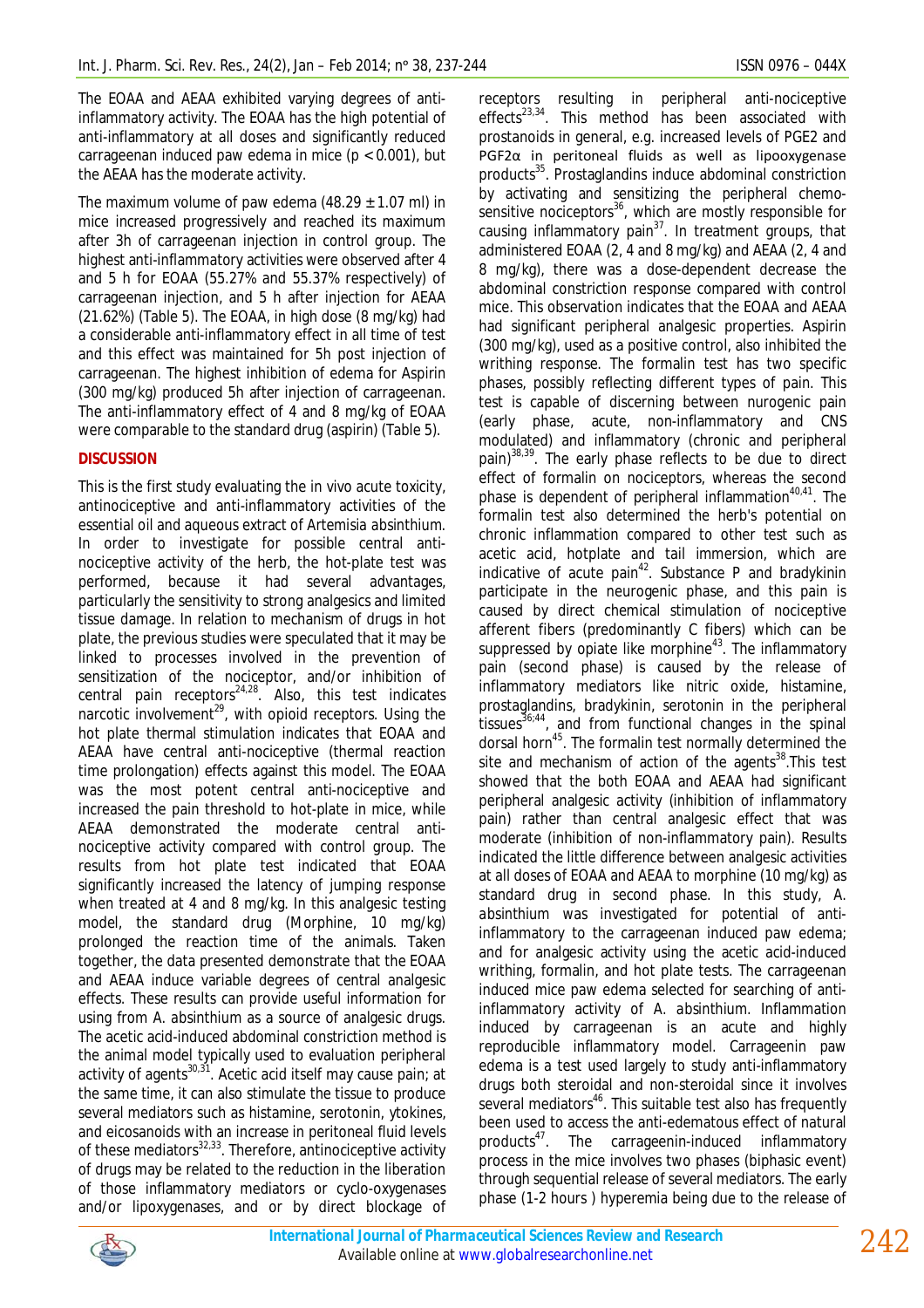The EOAA and AEAA exhibited varying degrees of anti-inflammatory activity. The EOAA has the high potential of anti-inflammatory at all doses and significantly reduced carrageenan induced paw edema in mice ($p < 0.001$), but the AEAA has the moderate activity.

The maximum volume of paw edema (48.29 ± 1.07 ml) in mice increased progressively and reached its maximum after 3h of carrageenan injection in control group. The highest anti-inflammatory activities were observed after 4 and 5 h for EOAA (55.27% and 55.37% respectively) of carrageenan injection, and 5 h after injection for AEAA (21.62%) (Table 5). The EOAA, in high dose (8 mg/kg) had a considerable anti-inflammatory effect in all time of test and this effect was maintained for 5h post injection of carrageenan. The highest inhibition of edema for Aspirin (300 mg/kg) produced 5h after injection of carrageenan. The anti-inflammatory effect of 4 and 8 mg/kg of EOAA were comparable to the standard drug (aspirin) (Table 5).

## DISCUSSION

This is the first study evaluating the in vivo acute toxicity, antinociceptive and anti-inflammatory activities of the essential oil and aqueous extract of *Artemisia absinthium*. In order to investigate for possible central anti-nociceptive activity of the herb, the hot-plate test was performed, because it had several advantages, particularly the sensitivity to strong analgesics and limited tissue damage. In relation to mechanism of drugs in hot plate, the previous studies were speculated that it may be linked to processes involved in the prevention of sensitization of the nociceptor, and/or inhibition of central pain receptors[24,28]. Also, this test indicates narcotic involvement[29], with opioid receptors. Using the hot plate thermal stimulation indicates that EOAA and AEAA have central anti-nociceptive (thermal reaction time prolongation) effects against this model. The EOAA was the most potent central anti-nociceptive and increased the pain threshold to hot-plate in mice, while AEAA demonstrated the moderate central anti-nociceptive activity compared with control group. The results from hot plate test indicated that EOAA significantly increased the latency of jumping response when treated at 4 and 8 mg/kg. In this analgesic testing model, the standard drug (Morphine, 10 mg/kg) prolonged the reaction time of the animals. Taken together, the data presented demonstrate that the EOAA and AEAA induce variable degrees of central analgesic effects. These results can provide useful information for using from *A. absinthium* as a source of analgesic drugs. The acetic acid-induced abdominal constriction method is the animal model typically used to evaluation peripheral activity of agents[30,31]. Acetic acid itself may cause pain; at the same time, it can also stimulate the tissue to produce several mediators such as histamine, serotonin, ytokines, and eicosanoids with an increase in peritoneal fluid levels of these mediators[32,33]. Therefore, antinociceptive activity of drugs may be related to the reduction in the liberation of those inflammatory mediators or cyclo-oxygenases and/or lipoxygenases, and or by direct blockage of receptors resulting in peripheral anti-nociceptive effects[23,34]. This method has been associated with prostanoids in general, e.g. increased levels of PGE2 and PGF2α in peritoneal fluids as well as lipooxygenase products[35]. Prostaglandins induce abdominal constriction by activating and sensitizing the peripheral chemo-sensitive nociceptors[36], which are mostly responsible for causing inflammatory pain[37]. In treatment groups, that administered EOAA (2, 4 and 8 mg/kg) and AEAA (2, 4 and 8 mg/kg), there was a dose-dependent decrease the abdominal constriction response compared with control mice. This observation indicates that the EOAA and AEAA had significant peripheral analgesic properties. Aspirin (300 mg/kg), used as a positive control, also inhibited the writhing response. The formalin test has two specific phases, possibly reflecting different types of pain. This test is capable of discerning between nurogenic pain (early phase, acute, non-inflammatory and CNS modulated) and inflammatory (chronic and peripheral pain)[38,39]. The early phase reflects to be due to direct effect of formalin on nociceptors, whereas the second phase is dependent of peripheral inflammation[40,41]. The formalin test also determined the herb's potential on chronic inflammation compared to other test such as acetic acid, hotplate and tail immersion, which are indicative of acute pain[42]. Substance P and bradykinin participate in the neurogenic phase, and this pain is caused by direct chemical stimulation of nociceptive afferent fibers (predominantly C fibers) which can be suppressed by opiate like morphine[43]. The inflammatory pain (second phase) is caused by the release of inflammatory mediators like nitric oxide, histamine, prostaglandins, bradykinin, serotonin in the peripheral tissues[36,44], and from functional changes in the spinal dorsal horn[45]. The formalin test normally determined the site and mechanism of action of the agents[38].This test showed that the both EOAA and AEAA had significant peripheral analgesic activity (inhibition of inflammatory pain) rather than central analgesic effect that was moderate (inhibition of non-inflammatory pain). Results indicated the little difference between analgesic activities at all doses of EOAA and AEAA to morphine (10 mg/kg) as standard drug in second phase. In this study, *A. absinthium* was investigated for potential of anti-inflammatory to the carrageenan induced paw edema; and for analgesic activity using the acetic acid-induced writhing, formalin, and hot plate tests. The carrageenan induced mice paw edema selected for searching of anti-inflammatory activity of *A. absinthium*. Inflammation induced by carrageenan is an acute and highly reproducible inflammatory model. Carrageenin paw edema is a test used largely to study anti-inflammatory drugs both steroidal and non-steroidal since it involves several mediators[46]. This suitable test also has frequently been used to access the anti-edematous effect of natural products[47]. The carrageenin-induced inflammatory process in the mice involves two phases (biphasic event) through sequential release of several mediators. The early phase (1-2 hours ) hyperemia being due to the release of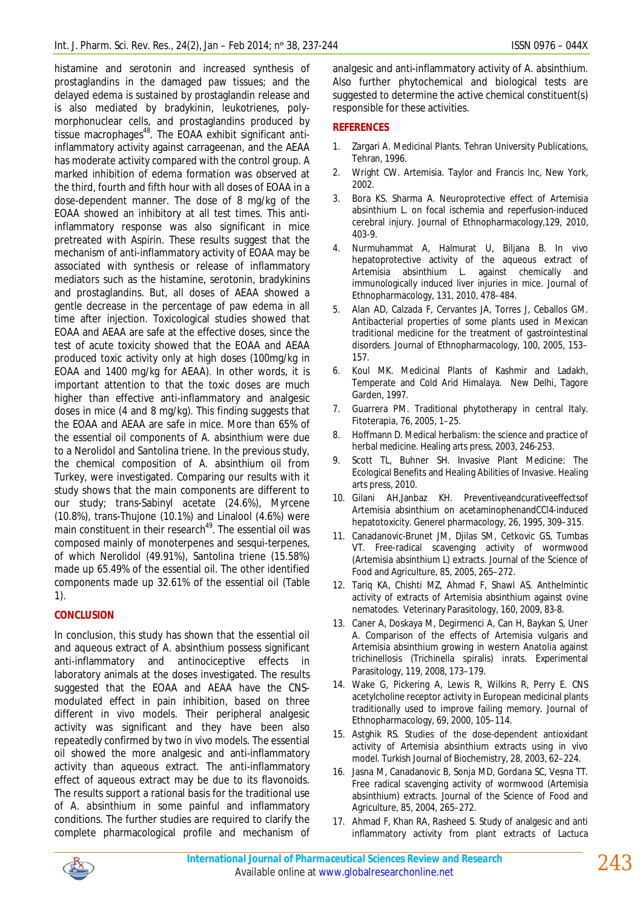histamine and serotonin and increased synthesis of prostaglandins in the damaged paw tissues; and the delayed edema is sustained by prostaglandin release and is also mediated by bradykinin, leukotrienes, poly-morphonuclear cells, and prostaglandins produced by tissue macrophages[48]. The EOAA exhibit significant anti-inflammatory activity against carrageenan, and the AEAA has moderate activity compared with the control group. A marked inhibition of edema formation was observed at the third, fourth and fifth hour with all doses of EOAA in a dose-dependent manner. The dose of 8 mg/kg of the EOAA showed an inhibitory at all test times. This anti-inflammatory response was also significant in mice pretreated with Aspirin. These results suggest that the mechanism of anti-inflammatory activity of EOAA may be associated with synthesis or release of inflammatory mediators such as the histamine, serotonin, bradykinins and prostaglandins. But, all doses of AEAA showed a gentle decrease in the percentage of paw edema in all time after injection. Toxicological studies showed that EOAA and AEAA are safe at the effective doses, since the test of acute toxicity showed that the EOAA and AEAA produced toxic activity only at high doses (100mg/kg in EOAA and 1400 mg/kg for AEAA). In other words, it is important attention to that the toxic doses are much higher than effective anti-inflammatory and analgesic doses in mice (4 and 8 mg/kg). This finding suggests that the EOAA and AEAA are safe in mice. More than 65% of the essential oil components of *A. absinthium* were due to a Nerolidol and Santolina triene. In the previous study, the chemical composition of *A. absinthium* oil from Turkey, were investigated. Comparing our results with it study shows that the main components are different to our study; trans-Sabinyl acetate (24.6%), Myrcene (10.8%), trans-Thujone (10.1%) and Linalool (4.6%) were main constituent in their research[49]. The essential oil was composed mainly of monoterpenes and sesqui-terpenes, of which Nerolidol (49.91%), Santolina triene (15.58%) made up 65.49% of the essential oil. The other identified components made up 32.61% of the essential oil (Table 1).

## CONCLUSION

In conclusion, this study has shown that the essential oil and aqueous extract of *A. absinthium* possess significant anti-inflammatory and antinociceptive effects in laboratory animals at the doses investigated. The results suggested that the EOAA and AEAA have the CNS-modulated effect in pain inhibition, based on three different in vivo models. Their peripheral analgesic activity was significant and they have been also repeatedly confirmed by two in vivo models. The essential oil showed the more analgesic and anti-inflammatory activity than aqueous extract. The anti-inflammatory effect of aqueous extract may be due to its flavonoids. The results support a rational basis for the traditional use of *A. absinthium* in some painful and inflammatory conditions. The further studies are required to clarify the complete pharmacological profile and mechanism of analgesic and anti-inflammatory activity of *A. absinthium*. Also further phytochemical and biological tests are suggested to determine the active chemical constituent(s) responsible for these activities.

## REFERENCES

1. Zargari A. Medicinal Plants. Tehran University Publications, Tehran, 1996.
2. Wright CW. Artemisia. Taylor and Francis Inc, New York, 2002.
3. Bora KS. Sharma A. Neuroprotective effect of Artemisia absinthium L. on focal ischemia and reperfusion-induced cerebral injury. Journal of Ethnopharmacology,129, 2010, 403-9.
4. Nurmuhammat A, Halmurat U, Biljana B. In vivo hepatoprotective activity of the aqueous extract of Artemisia absinthium L. against chemically and immunologically induced liver injuries in mice. Journal of Ethnopharmacology, 131, 2010, 478–484.
5. Alan AD, Calzada F, Cervantes JA, Torres J, Ceballos GM. Antibacterial properties of some plants used in Mexican traditional medicine for the treatment of gastrointestinal disorders. Journal of Ethnopharmacology, 100, 2005, 153–157.
6. Koul MK. Medicinal Plants of Kashmir and Ladakh, Temperate and Cold Arid Himalaya. New Delhi, Tagore Garden, 1997.
7. Guarrera PM. Traditional phytotherapy in central Italy. Fitoterapia, 76, 2005, 1–25.
8. Hoffmann D. Medical herbalism: the science and practice of herbal medicine. Healing arts press, 2003, 246-253.
9. Scott TL, Buhner SH. Invasive Plant Medicine: The Ecological Benefits and Healing Abilities of Invasive. Healing arts press, 2010.
10. Gilani AH,Janbaz KH. Preventiveandcurativeeffectsof Artemisia absinthium on acetaminophenandCCl4-induced hepatotoxicity. Generel pharmacology, 26, 1995, 309–315.
11. Canadanovic-Brunet JM, Djilas SM, Cetkovic GS, Tumbas VT. Free-radical scavenging activity of wormwood (Artemisia absinthium L) extracts. Journal of the Science of Food and Agriculture, 85, 2005, 265–272.
12. Tariq KA, Chishti MZ, Ahmad F, Shawl AS. Anthelmintic activity of extracts of Artemisia absinthium against ovine nematodes. Veterinary Parasitology, 160, 2009, 83-8.
13. Caner A, Doskaya M, Degirmenci A, Can H, Baykan S, Uner A. Comparison of the effects of Artemisia vulgaris and Artemisia absinthium growing in western Anatolia against trichinellosis (Trichinella spiralis) inrats. Experimental Parasitology, 119, 2008, 173–179.
14. Wake G, Pickering A, Lewis R, Wilkins R, Perry E. CNS acetylcholine receptor activity in European medicinal plants traditionally used to improve failing memory. Journal of Ethnopharmacology, 69, 2000, 105–114.
15. Astghik RS. Studies of the dose-dependent antioxidant activity of Artemisia absinthium extracts using in vivo model. Turkish Journal of Biochemistry, 28, 2003, 62–224.
16. Jasna M, Canadanovic B, Sonja MD, Gordana SC, Vesna TT. Free radical scavenging activity of wormwood (Artemisia absinthium) extracts. Journal of the Science of Food and Agriculture, 85, 2004, 265–272.
17. Ahmad F, Khan RA, Rasheed S. Study of analgesic and anti inflammatory activity from plant extracts of Lactuca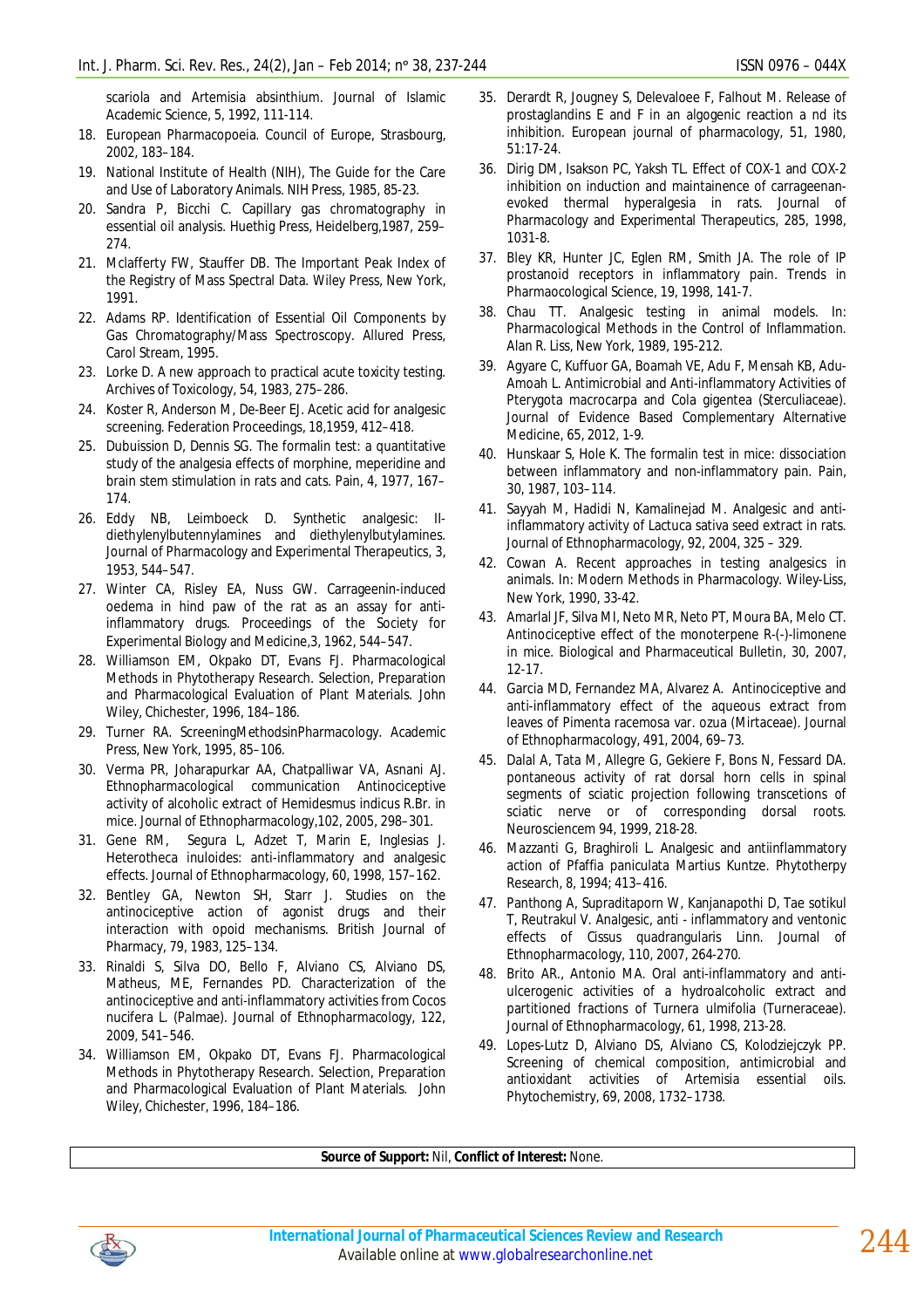scariola and Artemisia absinthium. Journal of Islamic Academic Science, 5, 1992, 111-114.

18. European Pharmacopoeia. Council of Europe, Strasbourg, 2002, 183–184.
19. National Institute of Health (NIH), The Guide for the Care and Use of Laboratory Animals. NIH Press, 1985, 85-23.
20. Sandra P, Bicchi C. Capillary gas chromatography in essential oil analysis. Huethig Press, Heidelberg,1987, 259–274.
21. Mclafferty FW, Stauffer DB. The Important Peak Index of the Registry of Mass Spectral Data. Wiley Press, New York, 1991.
22. Adams RP. Identification of Essential Oil Components by Gas Chromatography/Mass Spectroscopy. Allured Press, Carol Stream, 1995.
23. Lorke D. A new approach to practical acute toxicity testing. Archives of Toxicology, 54, 1983, 275–286.
24. Koster R, Anderson M, De-Beer EJ. Acetic acid for analgesic screening. Federation Proceedings, 18,1959, 412–418.
25. Dubuission D, Dennis SG. The formalin test: a quantitative study of the analgesia effects of morphine, meperidine and brain stem stimulation in rats and cats. Pain, 4, 1977, 167–174.
26. Eddy NB, Leimboeck D. Synthetic analgesic: II-diethylenylbutennylamines and diethylenylbutylamines. Journal of Pharmacology and Experimental Therapeutics, 3, 1953, 544–547.
27. Winter CA, Risley EA, Nuss GW. Carrageenin-induced oedema in hind paw of the rat as an assay for anti-inflammatory drugs. Proceedings of the Society for Experimental Biology and Medicine,3, 1962, 544–547.
28. Williamson EM, Okpako DT, Evans FJ. Pharmacological Methods in Phytotherapy Research. Selection, Preparation and Pharmacological Evaluation of Plant Materials. John Wiley, Chichester, 1996, 184–186.
29. Turner RA. ScreeningMethodsinPharmacology. Academic Press, New York, 1995, 85–106.
30. Verma PR, Joharapurkar AA, Chatpalliwar VA, Asnani AJ. Ethnopharmacological communication Antinociceptive activity of alcoholic extract of Hemidesmus indicus R.Br. in mice. Journal of Ethnopharmacology,102, 2005, 298–301.
31. Gene RM, Segura L, Adzet T, Marin E, Inglesias J. Heterotheca inuloides: anti-inflammatory and analgesic effects. Journal of Ethnopharmacology, 60, 1998, 157–162.
32. Bentley GA, Newton SH, Starr J. Studies on the antinociceptive action of agonist drugs and their interaction with opoid mechanisms. British Journal of Pharmacy, 79, 1983, 125–134.
33. Rinaldi S, Silva DO, Bello F, Alviano CS, Alviano DS, Matheus, ME, Fernandes PD. Characterization of the antinociceptive and anti-inflammatory activities from Cocos nucifera L. (Palmae). Journal of Ethnopharmacology, 122, 2009, 541–546.
34. Williamson EM, Okpako DT, Evans FJ. Pharmacological Methods in Phytotherapy Research. Selection, Preparation and Pharmacological Evaluation of Plant Materials. John Wiley, Chichester, 1996, 184–186.
35. Derardt R, Jougney S, Delevaloee F, Falhout M. Release of prostaglandins E and F in an algogenic reaction a nd its inhibition. European journal of pharmacology, 51, 1980, 51:17-24.
36. Dirig DM, Isakson PC, Yaksh TL. Effect of COX-1 and COX-2 inhibition on induction and maintainence of carrageenan-evoked thermal hyperalgesia in rats. Journal of Pharmacology and Experimental Therapeutics, 285, 1998, 1031-8.
37. Bley KR, Hunter JC, Eglen RM, Smith JA. The role of IP prostanoid receptors in inflammatory pain. Trends in Pharmaocological Science, 19, 1998, 141-7.
38. Chau TT. Analgesic testing in animal models. In: Pharmacological Methods in the Control of Inflammation. Alan R. Liss, New York, 1989, 195-212.
39. Agyare C, Kuffuor GA, Boamah VE, Adu F, Mensah KB, Adu-Amoah L. Antimicrobial and Anti-inflammatory Activities of Pterygota macrocarpa and Cola gigentea (Sterculiaceae). Journal of Evidence Based Complementary Alternative Medicine, 65, 2012, 1-9.
40. Hunskaar S, Hole K. The formalin test in mice: dissociation between inflammatory and non-inflammatory pain. Pain, 30, 1987, 103–114.
41. Sayyah M, Hadidi N, Kamalinejad M. Analgesic and anti-inflammatory activity of Lactuca sativa seed extract in rats. Journal of Ethnopharmacology, 92, 2004, 325 – 329.
42. Cowan A. Recent approaches in testing analgesics in animals. In: Modern Methods in Pharmacology. Wiley-Liss, New York, 1990, 33-42.
43. Amarlal JF, Silva MI, Neto MR, Neto PT, Moura BA, Melo CT. Antinociceptive effect of the monoterpene R-(-)-limonene in mice. Biological and Pharmaceutical Bulletin, 30, 2007, 12-17.
44. Garcia MD, Fernandez MA, Alvarez A. Antinociceptive and anti-inflammatory effect of the aqueous extract from leaves of Pimenta racemosa var. ozua (Mirtaceae). Journal of Ethnopharmacology, 491, 2004, 69–73.
45. Dalal A, Tata M, Allegre G, Gekiere F, Bons N, Fessard DA. pontaneous activity of rat dorsal horn cells in spinal segments of sciatic projection following transcetions of sciatic nerve or of corresponding dorsal roots. Neurosciencem 94, 1999, 218-28.
46. Mazzanti G, Braghiroli L. Analgesic and antiinflammatory action of Pfaffia paniculata Martius Kuntze. Phytotherpy Research, 8, 1994; 413–416.
47. Panthong A, Supraditaporn W, Kanjanapothi D, Tae sotikul T, Reutrakul V. Analgesic, anti - inflammatory and ventonic effects of Cissus quadrangularis Linn. Journal of Ethnopharmacology, 110, 2007, 264-270.
48. Brito AR., Antonio MA. Oral anti-inflammatory and anti-ulcerogenic activities of a hydroalcoholic extract and partitioned fractions of Turnera ulmifolia (Turneraceae). Journal of Ethnopharmacology, 61, 1998, 213-28.
49. Lopes-Lutz D, Alviano DS, Alviano CS, Kolodziejczyk PP. Screening of chemical composition, antimicrobial and antioxidant activities of Artemisia essential oils. Phytochemistry, 69, 2008, 1732–1738.

**Source of Support:** Nil, **Conflict of Interest:** None.